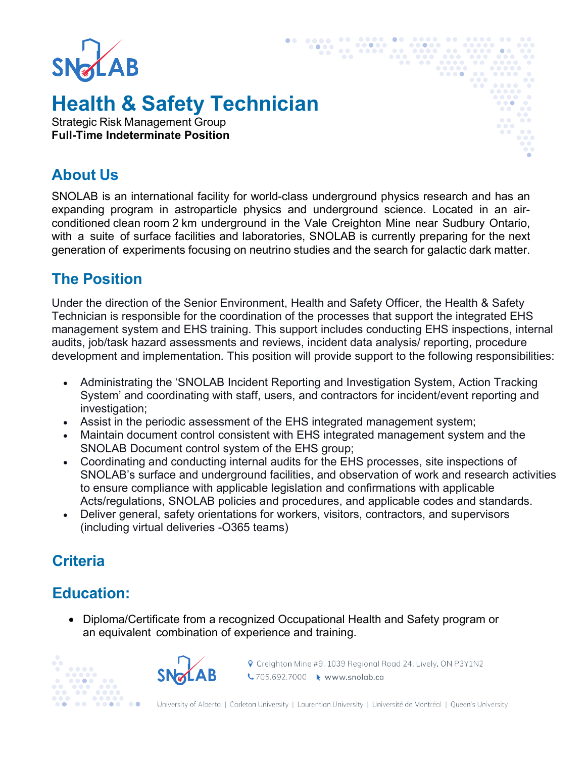# Health & Safety Technician

Strategic Risk Management Group
**Full-Time Indeterminate Position**

## About Us

SNOLAB is an international facility for world-class underground physics research and has an expanding program in astroparticle physics and underground science. Located in an air-conditioned clean room 2 km underground in the Vale Creighton Mine near Sudbury Ontario, with a suite of surface facilities and laboratories, SNOLAB is currently preparing for the next generation of experiments focusing on neutrino studies and the search for galactic dark matter.

## The Position

Under the direction of the Senior Environment, Health and Safety Officer, the Health & Safety Technician is responsible for the coordination of the processes that support the integrated EHS management system and EHS training. This support includes conducting EHS inspections, internal audits, job/task hazard assessments and reviews, incident data analysis/ reporting, procedure development and implementation. This position will provide support to the following responsibilities:

- Administrating the 'SNOLAB Incident Reporting and Investigation System, Action Tracking System' and coordinating with staff, users, and contractors for incident/event reporting and investigation;
- Assist in the periodic assessment of the EHS integrated management system;
- Maintain document control consistent with EHS integrated management system and the SNOLAB Document control system of the EHS group;
- Coordinating and conducting internal audits for the EHS processes, site inspections of SNOLAB's surface and underground facilities, and observation of work and research activities to ensure compliance with applicable legislation and confirmations with applicable Acts/regulations, SNOLAB policies and procedures, and applicable codes and standards.
- Deliver general, safety orientations for workers, visitors, contractors, and supervisors (including virtual deliveries -O365 teams)

## Criteria

## Education:

- Diploma/Certificate from a recognized Occupational Health and Safety program or an equivalent combination of experience and training.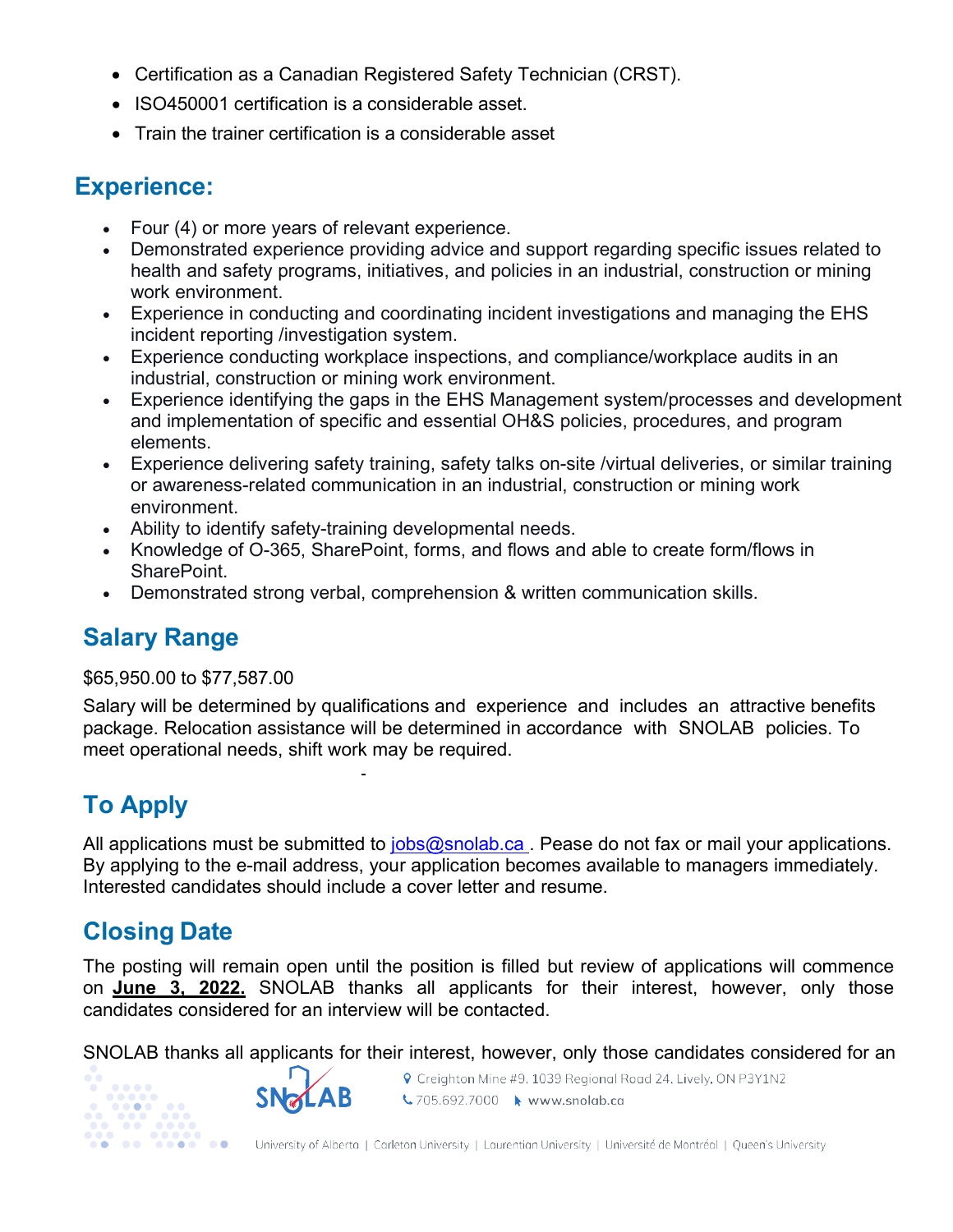- Certification as a Canadian Registered Safety Technician (CRST).
- ISO450001 certification is a considerable asset.
- Train the trainer certification is a considerable asset

## Experience:

- Four (4) or more years of relevant experience.
- Demonstrated experience providing advice and support regarding specific issues related to health and safety programs, initiatives, and policies in an industrial, construction or mining work environment.
- Experience in conducting and coordinating incident investigations and managing the EHS incident reporting /investigation system.
- Experience conducting workplace inspections, and compliance/workplace audits in an industrial, construction or mining work environment.
- Experience identifying the gaps in the EHS Management system/processes and development and implementation of specific and essential OH&S policies, procedures, and program elements.
- Experience delivering safety training, safety talks on-site /virtual deliveries, or similar training or awareness-related communication in an industrial, construction or mining work environment.
- Ability to identify safety-training developmental needs.
- Knowledge of O-365, SharePoint, forms, and flows and able to create form/flows in SharePoint.
- Demonstrated strong verbal, comprehension & written communication skills.

## Salary Range

$65,950.00 to $77,587.00

Salary will be determined by qualifications and experience and includes an attractive benefits package. Relocation assistance will be determined in accordance with SNOLAB policies. To meet operational needs, shift work may be required.

## To Apply

All applications must be submitted to jobs@snolab.ca . Pease do not fax or mail your applications. By applying to the e-mail address, your application becomes available to managers immediately. Interested candidates should include a cover letter and resume.

## Closing Date

The posting will remain open until the position is filled but review of applications will commence on **June 3, 2022.** SNOLAB thanks all applicants for their interest, however, only those candidates considered for an interview will be contacted.

SNOLAB thanks all applicants for their interest, however, only those candidates considered for an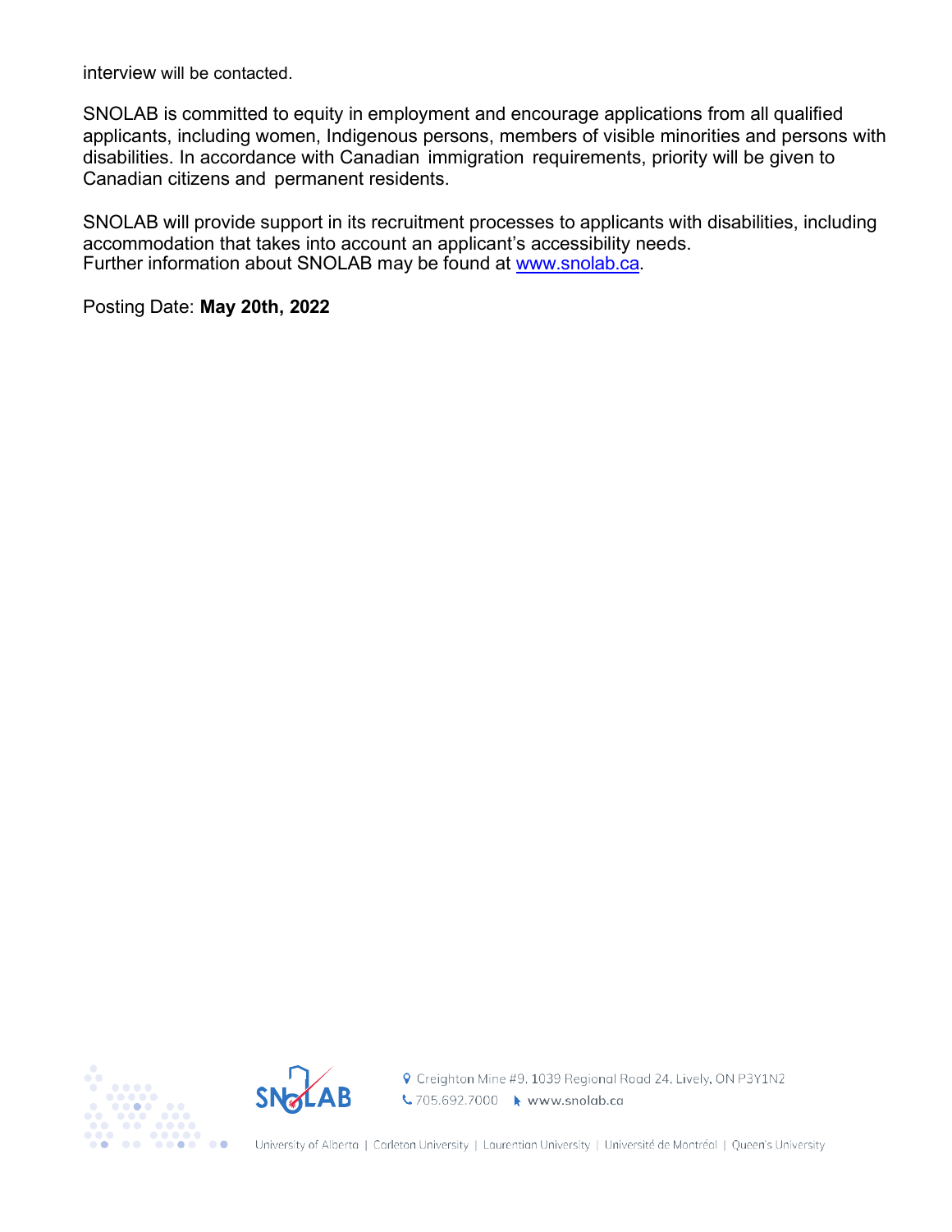interview will be contacted.

SNOLAB is committed to equity in employment and encourage applications from all qualified applicants, including women, Indigenous persons, members of visible minorities and persons with disabilities. In accordance with Canadian immigration requirements, priority will be given to Canadian citizens and permanent residents.

SNOLAB will provide support in its recruitment processes to applicants with disabilities, including accommodation that takes into account an applicant's accessibility needs.
Further information about SNOLAB may be found at [www.snolab.ca](http://www.snolab.ca).

Posting Date: **May 20th, 2022**